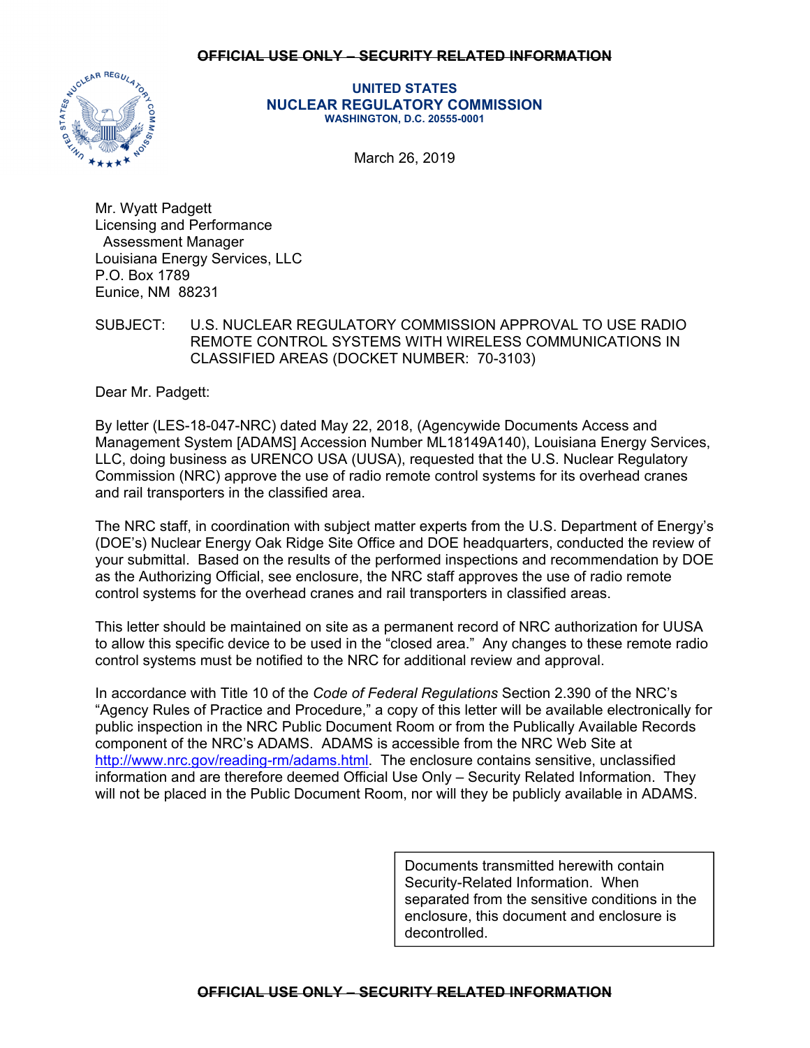~~OFFICIAL USE ONLY – SECURITY RELATED INFORMATION~~

**UNITED STATES**
**NUCLEAR REGULATORY COMMISSION**
**WASHINGTON, D.C. 20555-0001**

March 26, 2019

Mr. Wyatt Padgett
Licensing and Performance
Assessment Manager
Louisiana Energy Services, LLC
P.O. Box 1789
Eunice, NM 88231

SUBJECT: U.S. NUCLEAR REGULATORY COMMISSION APPROVAL TO USE RADIO REMOTE CONTROL SYSTEMS WITH WIRELESS COMMUNICATIONS IN CLASSIFIED AREAS (DOCKET NUMBER: 70-3103)

Dear Mr. Padgett:

By letter (LES-18-047-NRC) dated May 22, 2018, (Agencywide Documents Access and Management System [ADAMS] Accession Number ML18149A140), Louisiana Energy Services, LLC, doing business as URENCO USA (UUSA), requested that the U.S. Nuclear Regulatory Commission (NRC) approve the use of radio remote control systems for its overhead cranes and rail transporters in the classified area.

The NRC staff, in coordination with subject matter experts from the U.S. Department of Energy's (DOE's) Nuclear Energy Oak Ridge Site Office and DOE headquarters, conducted the review of your submittal. Based on the results of the performed inspections and recommendation by DOE as the Authorizing Official, see enclosure, the NRC staff approves the use of radio remote control systems for the overhead cranes and rail transporters in classified areas.

This letter should be maintained on site as a permanent record of NRC authorization for UUSA to allow this specific device to be used in the "closed area." Any changes to these remote radio control systems must be notified to the NRC for additional review and approval.

In accordance with Title 10 of the *Code of Federal Regulations* Section 2.390 of the NRC's "Agency Rules of Practice and Procedure," a copy of this letter will be available electronically for public inspection in the NRC Public Document Room or from the Publically Available Records component of the NRC's ADAMS. ADAMS is accessible from the NRC Web Site at http://www.nrc.gov/reading-rm/adams.html. The enclosure contains sensitive, unclassified information and are therefore deemed Official Use Only – Security Related Information. They will not be placed in the Public Document Room, nor will they be publicly available in ADAMS.

> Documents transmitted herewith contain Security-Related Information. When separated from the sensitive conditions in the enclosure, this document and enclosure is decontrolled.

~~OFFICIAL USE ONLY – SECURITY RELATED INFORMATION~~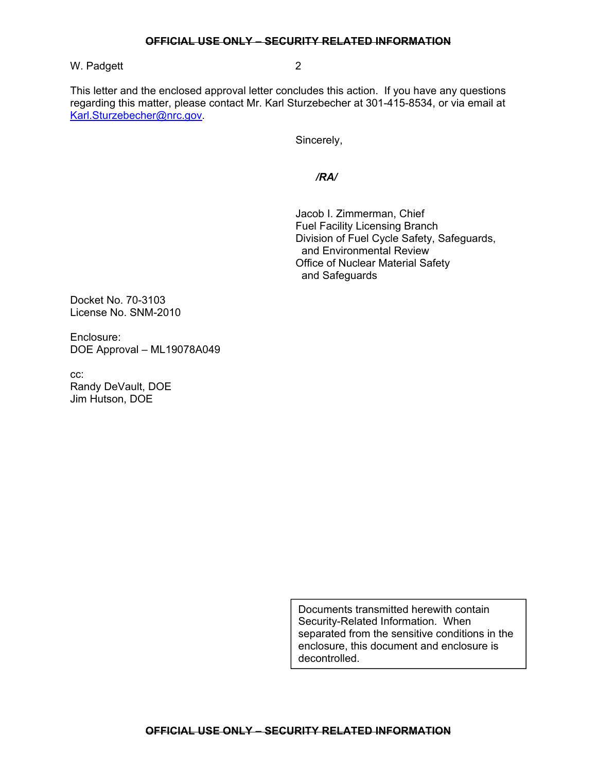This letter and the enclosed approval letter concludes this action. If you have any questions regarding this matter, please contact Mr. Karl Sturzebecher at 301-415-8534, or via email at Karl.Sturzebecher@nrc.gov.

Sincerely,

*/RA/*

Jacob I. Zimmerman, Chief
Fuel Facility Licensing Branch
Division of Fuel Cycle Safety, Safeguards, and Environmental Review
Office of Nuclear Material Safety and Safeguards

Docket No. 70-3103
License No. SNM-2010

Enclosure:
DOE Approval – ML19078A049

cc:
Randy DeVault, DOE
Jim Hutson, DOE

Documents transmitted herewith contain Security-Related Information. When separated from the sensitive conditions in the enclosure, this document and enclosure is decontrolled.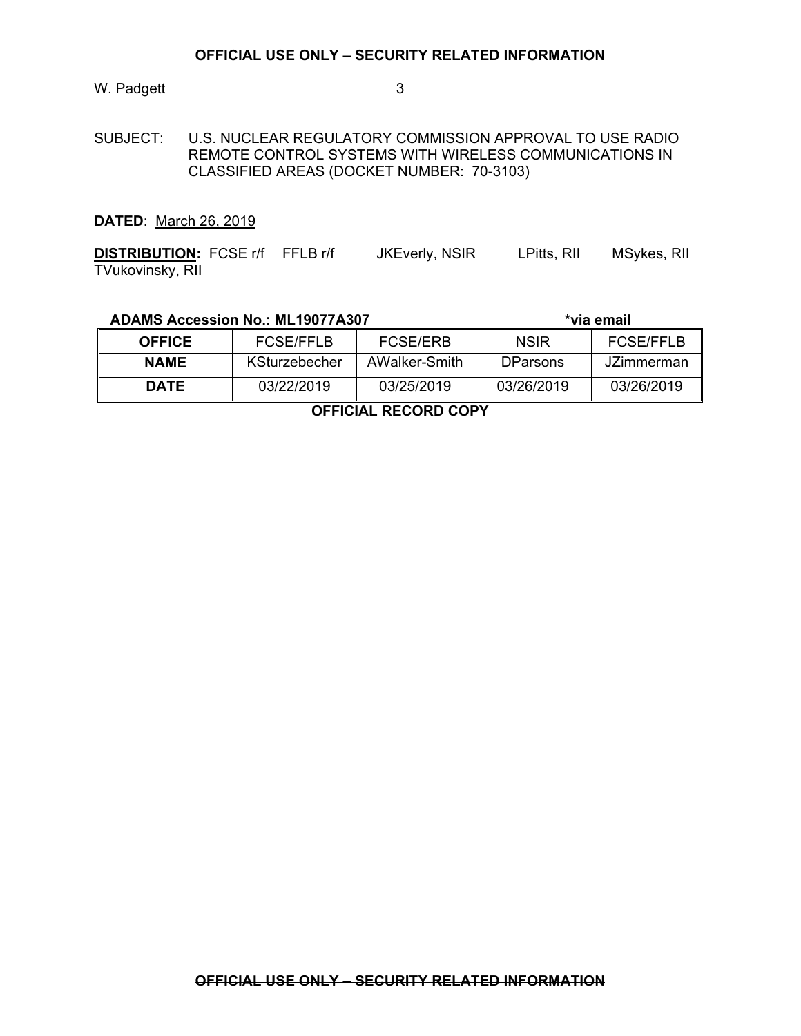SUBJECT: U.S. NUCLEAR REGULATORY COMMISSION APPROVAL TO USE RADIO REMOTE CONTROL SYSTEMS WITH WIRELESS COMMUNICATIONS IN CLASSIFIED AREAS (DOCKET NUMBER: 70-3103)

**DATED**: March 26, 2019

**DISTRIBUTION:** FCSE r/f FFLB r/f JKEverly, NSIR LPitts, RII MSykes, RII TVukovinsky, RII

**ADAMS Accession No.: ML19077A307** **\*via email**

| **OFFICE** | FCSE/FFLB | FCSE/ERB | NSIR | FCSE/FFLB |
|---|---|---|---|---|
| **NAME** | KSturzebecher | AWalker-Smith | DParsons | JZimmerman |
| **DATE** | 03/22/2019 | 03/25/2019 | 03/26/2019 | 03/26/2019 |

**OFFICIAL RECORD COPY**